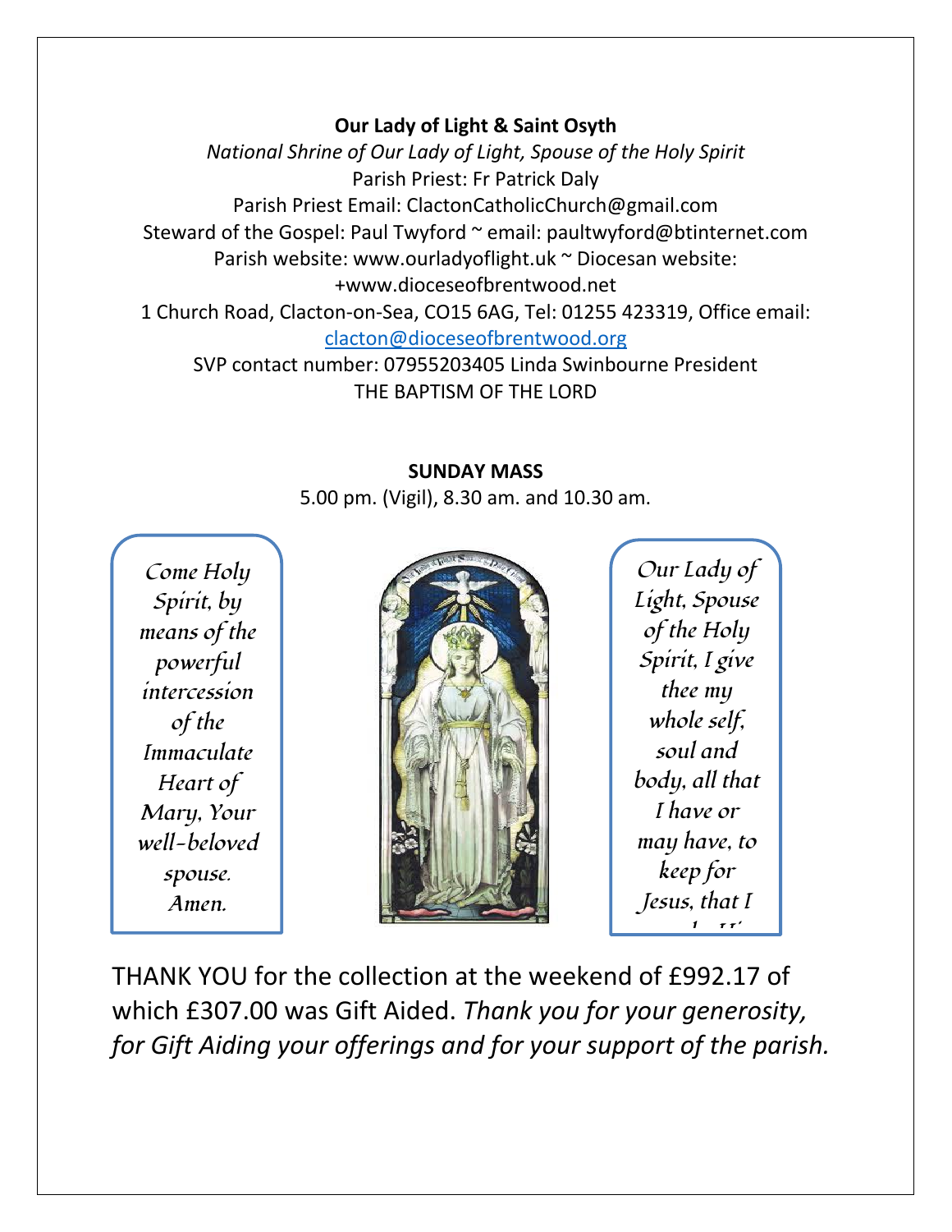**Our Lady of Light & Saint Osyth**

*National Shrine of Our Lady of Light, Spouse of the Holy Spirit*

Parish Priest: Fr Patrick Daly

Parish Priest Email: ClactonCatholicChurch@gmail.com

Steward of the Gospel: Paul Twyford ~ email: paultwyford@btinternet.com

Parish website: www.ourladyoflight.uk ~ Diocesan website: +www.dioceseofbrentwood.net

1 Church Road, Clacton-on-Sea, CO15 6AG, Tel: 01255 423319, Office email: clacton@dioceseofbrentwood.org

SVP contact number: 07955203405 Linda Swinbourne President

THE BAPTISM OF THE LORD

**SUNDAY MASS**

5.00 pm. (Vigil), 8.30 am. and 10.30 am.

*Come Holy Spirit, by means of the powerful intercession of the Immaculate Heart of Mary, Your well-beloved spouse. Amen.*

*Our Lady of Light, Spouse of the Holy Spirit, I give thee my whole self, soul and body, all that I have or may have, to keep for Jesus, that I*

THANK YOU for the collection at the weekend of £992.17 of which £307.00 was Gift Aided. *Thank you for your generosity, for Gift Aiding your offerings and for your support of the parish.*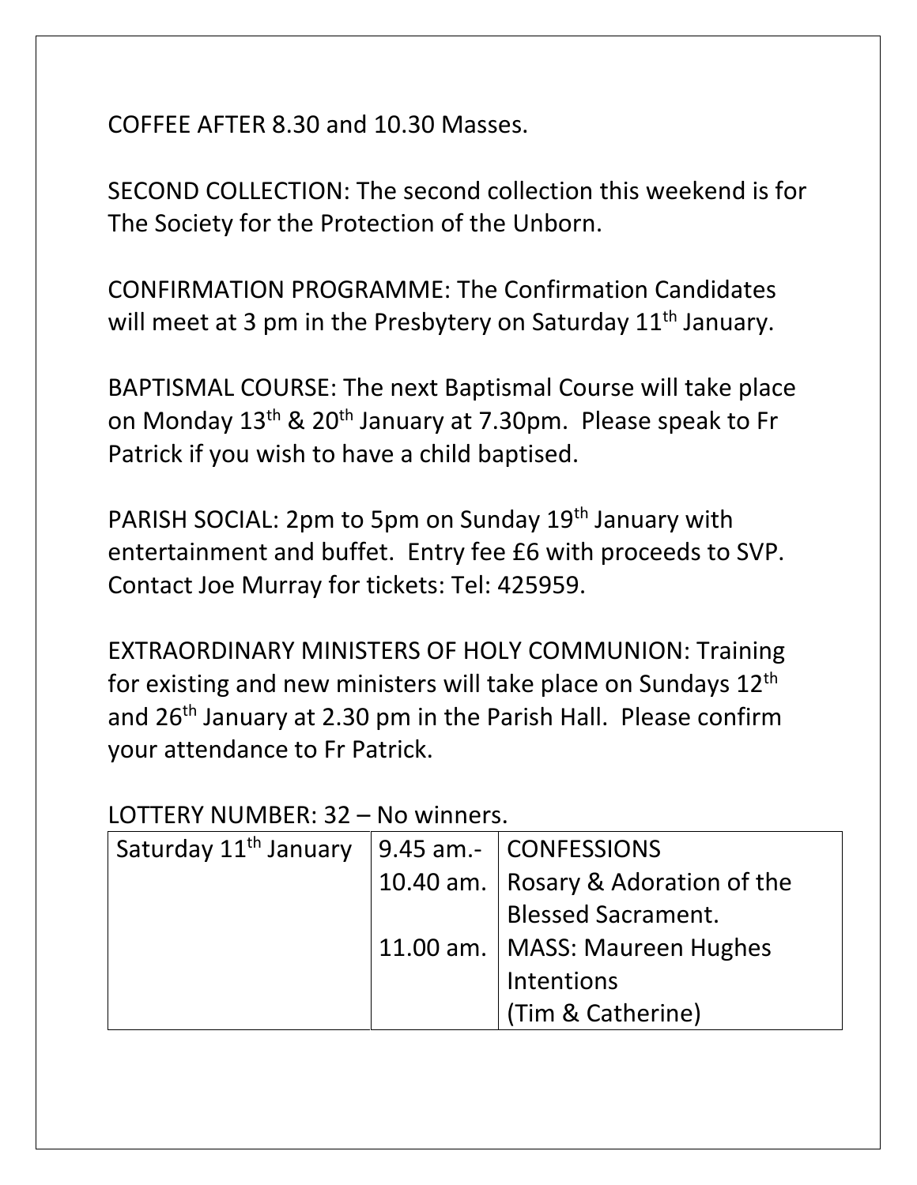COFFEE AFTER 8.30 and 10.30 Masses.

SECOND COLLECTION: The second collection this weekend is for The Society for the Protection of the Unborn.

CONFIRMATION PROGRAMME: The Confirmation Candidates will meet at 3 pm in the Presbytery on Saturday 11th January.

BAPTISMAL COURSE: The next Baptismal Course will take place on Monday 13th & 20th January at 7.30pm. Please speak to Fr Patrick if you wish to have a child baptised.

PARISH SOCIAL: 2pm to 5pm on Sunday 19th January with entertainment and buffet. Entry fee £6 with proceeds to SVP. Contact Joe Murray for tickets: Tel: 425959.

EXTRAORDINARY MINISTERS OF HOLY COMMUNION: Training for existing and new ministers will take place on Sundays 12th and 26th January at 2.30 pm in the Parish Hall. Please confirm your attendance to Fr Patrick.

LOTTERY NUMBER: 32 – No winners.

| | | |
|---|---|---|
| Saturday 11th January | 9.45 am.- | CONFESSIONS |
| | 10.40 am. | Rosary & Adoration of the Blessed Sacrament. |
| | 11.00 am. | MASS: Maureen Hughes Intentions (Tim & Catherine) |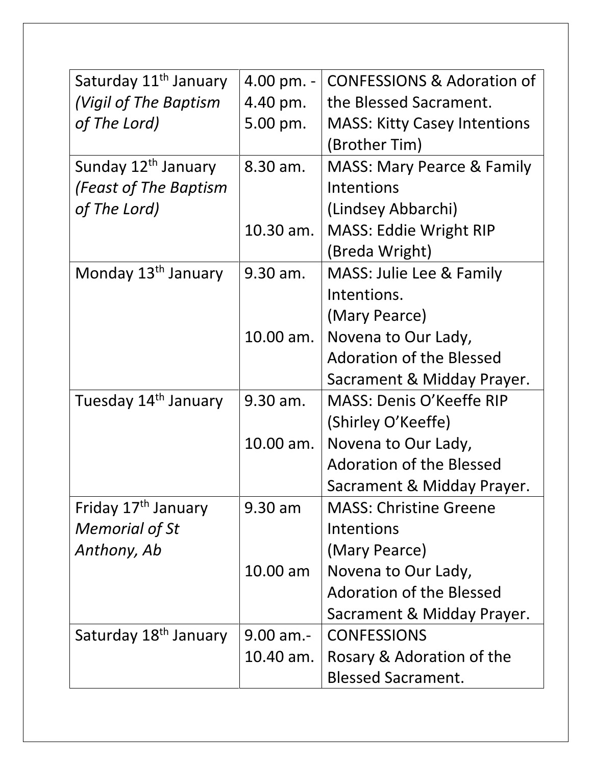| Saturday 11th January *(Vigil of The Baptism of The Lord)* | 4.00 pm. - 4.40 pm.<br>5.00 pm. | CONFESSIONS & Adoration of the Blessed Sacrament.<br>MASS: Kitty Casey Intentions (Brother Tim) |
|---|---|---|
| Sunday 12th January *(Feast of The Baptism of The Lord)* | 8.30 am.<br><br>10.30 am. | MASS: Mary Pearce & Family Intentions (Lindsey Abbarchi)<br>MASS: Eddie Wright RIP (Breda Wright) |
| Monday 13th January | 9.30 am.<br><br>10.00 am. | MASS: Julie Lee & Family Intentions. (Mary Pearce)<br>Novena to Our Lady, Adoration of the Blessed Sacrament & Midday Prayer. |
| Tuesday 14th January | 9.30 am.<br><br>10.00 am. | MASS: Denis O'Keeffe RIP (Shirley O'Keeffe)<br>Novena to Our Lady, Adoration of the Blessed Sacrament & Midday Prayer. |
| Friday 17th January *Memorial of St Anthony, Ab* | 9.30 am<br><br>10.00 am | MASS: Christine Greene Intentions (Mary Pearce)<br>Novena to Our Lady, Adoration of the Blessed Sacrament & Midday Prayer. |
| Saturday 18th January | 9.00 am.- 10.40 am. | CONFESSIONS<br>Rosary & Adoration of the Blessed Sacrament. |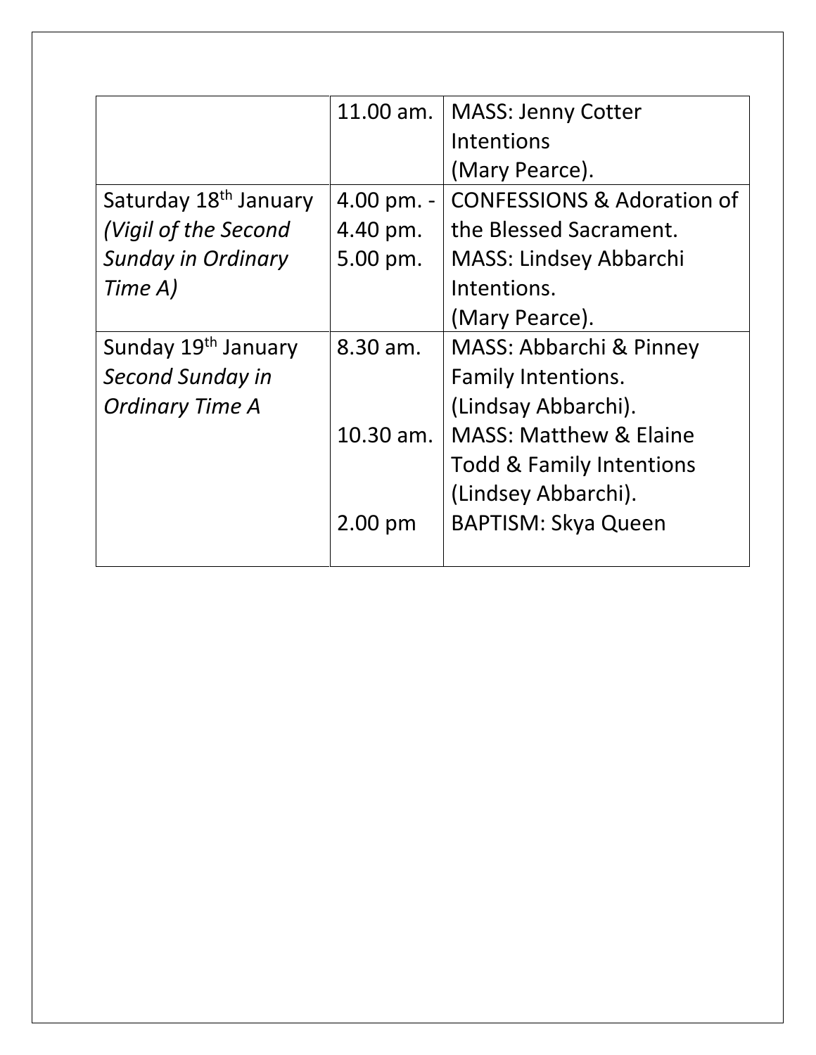| | | |
|---|---|---|
| | 11.00 am. | MASS: Jenny Cotter Intentions<br>(Mary Pearce). |
| Saturday 18th January<br>*(Vigil of the Second Sunday in Ordinary Time A)* | 4.00 pm. -<br>4.40 pm.<br>5.00 pm. | CONFESSIONS & Adoration of the Blessed Sacrament.<br>MASS: Lindsey Abbarchi Intentions.<br>(Mary Pearce). |
| Sunday 19th January<br>*Second Sunday in Ordinary Time A* | 8.30 am.<br><br><br>10.30 am.<br><br><br>2.00 pm | MASS: Abbarchi & Pinney Family Intentions.<br>(Lindsay Abbarchi).<br>MASS: Matthew & Elaine Todd & Family Intentions<br>(Lindsey Abbarchi).<br>BAPTISM: Skya Queen |